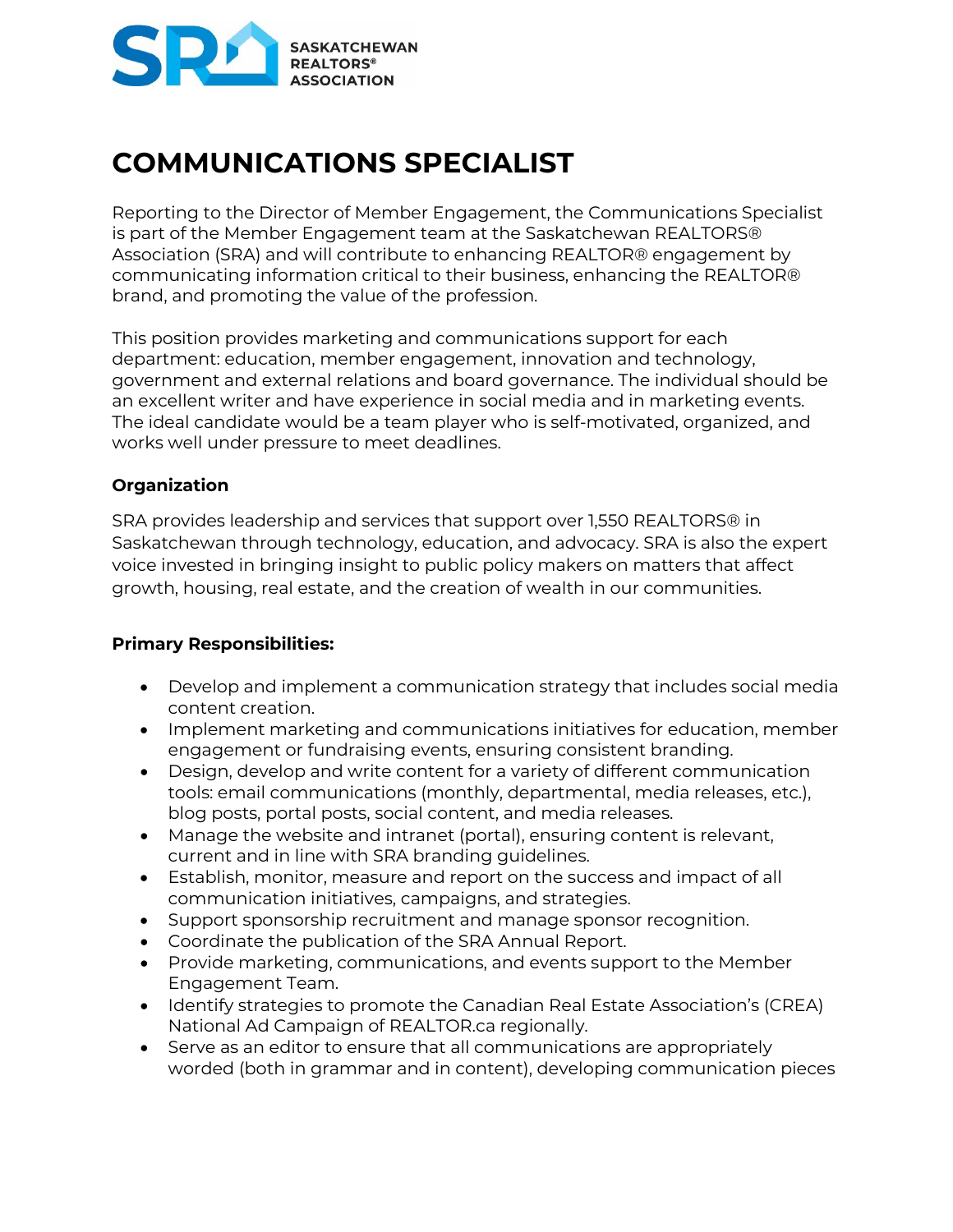SASKATCHEWAN REALTORS® ASSOCIATION

# COMMUNICATIONS SPECIALIST

Reporting to the Director of Member Engagement, the Communications Specialist is part of the Member Engagement team at the Saskatchewan REALTORS® Association (SRA) and will contribute to enhancing REALTOR® engagement by communicating information critical to their business, enhancing the REALTOR® brand, and promoting the value of the profession.

This position provides marketing and communications support for each department: education, member engagement, innovation and technology, government and external relations and board governance. The individual should be an excellent writer and have experience in social media and in marketing events. The ideal candidate would be a team player who is self-motivated, organized, and works well under pressure to meet deadlines.

### Organization

SRA provides leadership and services that support over 1,550 REALTORS® in Saskatchewan through technology, education, and advocacy. SRA is also the expert voice invested in bringing insight to public policy makers on matters that affect growth, housing, real estate, and the creation of wealth in our communities.

### Primary Responsibilities:

- Develop and implement a communication strategy that includes social media content creation.
- Implement marketing and communications initiatives for education, member engagement or fundraising events, ensuring consistent branding.
- Design, develop and write content for a variety of different communication tools: email communications (monthly, departmental, media releases, etc.), blog posts, portal posts, social content, and media releases.
- Manage the website and intranet (portal), ensuring content is relevant, current and in line with SRA branding guidelines.
- Establish, monitor, measure and report on the success and impact of all communication initiatives, campaigns, and strategies.
- Support sponsorship recruitment and manage sponsor recognition.
- Coordinate the publication of the SRA Annual Report.
- Provide marketing, communications, and events support to the Member Engagement Team.
- Identify strategies to promote the Canadian Real Estate Association's (CREA) National Ad Campaign of REALTOR.ca regionally.
- Serve as an editor to ensure that all communications are appropriately worded (both in grammar and in content), developing communication pieces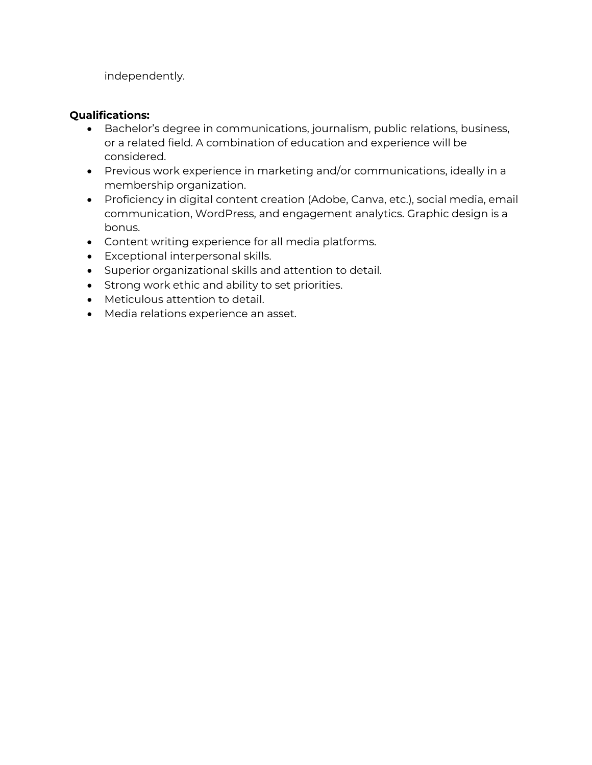independently.

**Qualifications:**

- Bachelor's degree in communications, journalism, public relations, business, or a related field. A combination of education and experience will be considered.
- Previous work experience in marketing and/or communications, ideally in a membership organization.
- Proficiency in digital content creation (Adobe, Canva, etc.), social media, email communication, WordPress, and engagement analytics. Graphic design is a bonus.
- Content writing experience for all media platforms.
- Exceptional interpersonal skills.
- Superior organizational skills and attention to detail.
- Strong work ethic and ability to set priorities.
- Meticulous attention to detail.
- Media relations experience an asset.